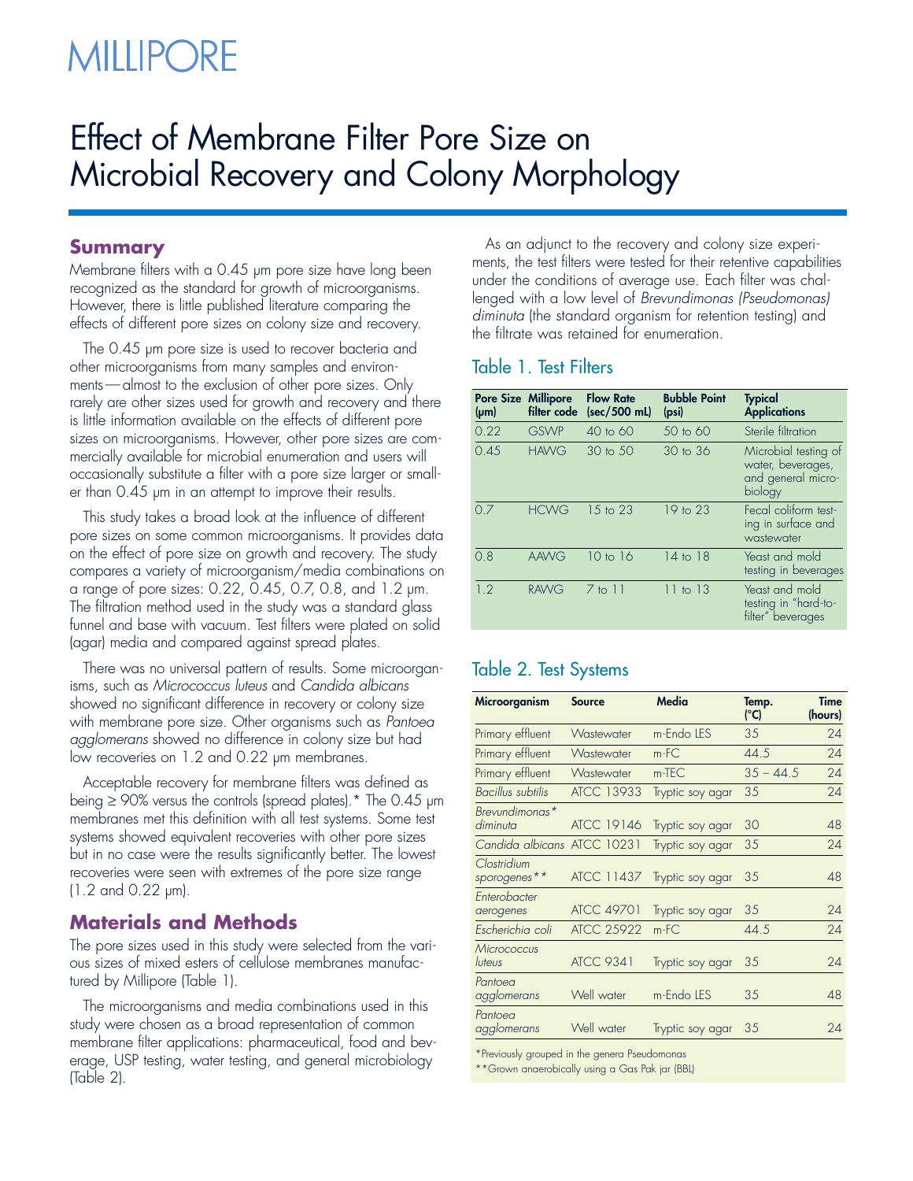# MILLIPORE

# Effect of Membrane Filter Pore Size on Microbial Recovery and Colony Morphology

## Summary

Membrane filters with a 0.45 µm pore size have long been recognized as the standard for growth of microorganisms. However, there is little published literature comparing the effects of different pore sizes on colony size and recovery.

The 0.45 µm pore size is used to recover bacteria and other microorganisms from many samples and environments — almost to the exclusion of other pore sizes. Only rarely are other sizes used for growth and recovery and there is little information available on the effects of different pore sizes on microorganisms. However, other pore sizes are commercially available for microbial enumeration and users will occasionally substitute a filter with a pore size larger or smaller than 0.45 µm in an attempt to improve their results.

This study takes a broad look at the influence of different pore sizes on some common microorganisms. It provides data on the effect of pore size on growth and recovery. The study compares a variety of microorganism/media combinations on a range of pore sizes: 0.22, 0.45, 0.7, 0.8, and 1.2 µm. The filtration method used in the study was a standard glass funnel and base with vacuum. Test filters were plated on solid (agar) media and compared against spread plates.

There was no universal pattern of results. Some microorganisms, such as *Micrococcus luteus* and *Candida albicans* showed no significant difference in recovery or colony size with membrane pore size. Other organisms such as *Pantoea agglomerans* showed no difference in colony size but had low recoveries on 1.2 and 0.22 µm membranes.

Acceptable recovery for membrane filters was defined as being ≥ 90% versus the controls (spread plates).* The 0.45 µm membranes met this definition with all test systems. Some test systems showed equivalent recoveries with other pore sizes but in no case were the results significantly better. The lowest recoveries were seen with extremes of the pore size range (1.2 and 0.22 µm).

## Materials and Methods

The pore sizes used in this study were selected from the various sizes of mixed esters of cellulose membranes manufactured by Millipore (Table 1).

The microorganisms and media combinations used in this study were chosen as a broad representation of common membrane filter applications: pharmaceutical, food and beverage, USP testing, water testing, and general microbiology (Table 2).

As an adjunct to the recovery and colony size experiments, the test filters were tested for their retentive capabilities under the conditions of average use. Each filter was challenged with a low level of *Brevundimonas (Pseudomonas) diminuta* (the standard organism for retention testing) and the filtrate was retained for enumeration.

### Table 1. Test Filters

| Pore Size (µm) | Millipore filter code | Flow Rate (sec/500 mL) | Bubble Point (psi) | Typical Applications |
|---|---|---|---|---|
| 0.22 | GSWP | 40 to 60 | 50 to 60 | Sterile filtration |
| 0.45 | HAWG | 30 to 50 | 30 to 36 | Microbial testing of water, beverages, and general microbiology |
| 0.7 | HCWG | 15 to 23 | 19 to 23 | Fecal coliform testing in surface and wastewater |
| 0.8 | AAWG | 10 to 16 | 14 to 18 | Yeast and mold testing in beverages |
| 1.2 | RAWG | 7 to 11 | 11 to 13 | Yeast and mold testing in "hard-to-filter" beverages |

### Table 2. Test Systems

| Microorganism | Source | Media | Temp. (°C) | Time (hours) |
|---|---|---|---|---|
| Primary effluent | Wastewater | m-Endo LES | 35 | 24 |
| Primary effluent | Wastewater | m-FC | 44.5 | 24 |
| Primary effluent | Wastewater | m-TEC | 35 – 44.5 | 24 |
| *Bacillus subtilis* | ATCC 13933 | Tryptic soy agar | 35 | 24 |
| *Brevundimonas** diminuta* | ATCC 19146 | Tryptic soy agar | 30 | 48 |
| *Candida albicans* | ATCC 10231 | Tryptic soy agar | 35 | 24 |
| *Clostridium sporogenes*** | ATCC 11437 | Tryptic soy agar | 35 | 48 |
| *Enterobacter aerogenes* | ATCC 49701 | Tryptic soy agar | 35 | 24 |
| *Escherichia coli* | ATCC 25922 | m-FC | 44.5 | 24 |
| *Micrococcus luteus* | ATCC 9341 | Tryptic soy agar | 35 | 24 |
| *Pantoea agglomerans* | Well water | m-Endo LES | 35 | 48 |
| *Pantoea agglomerans* | Well water | Tryptic soy agar | 35 | 24 |

*Previously grouped in the genera Pseudomonas

**Grown anaerobically using a Gas Pak jar (BBL)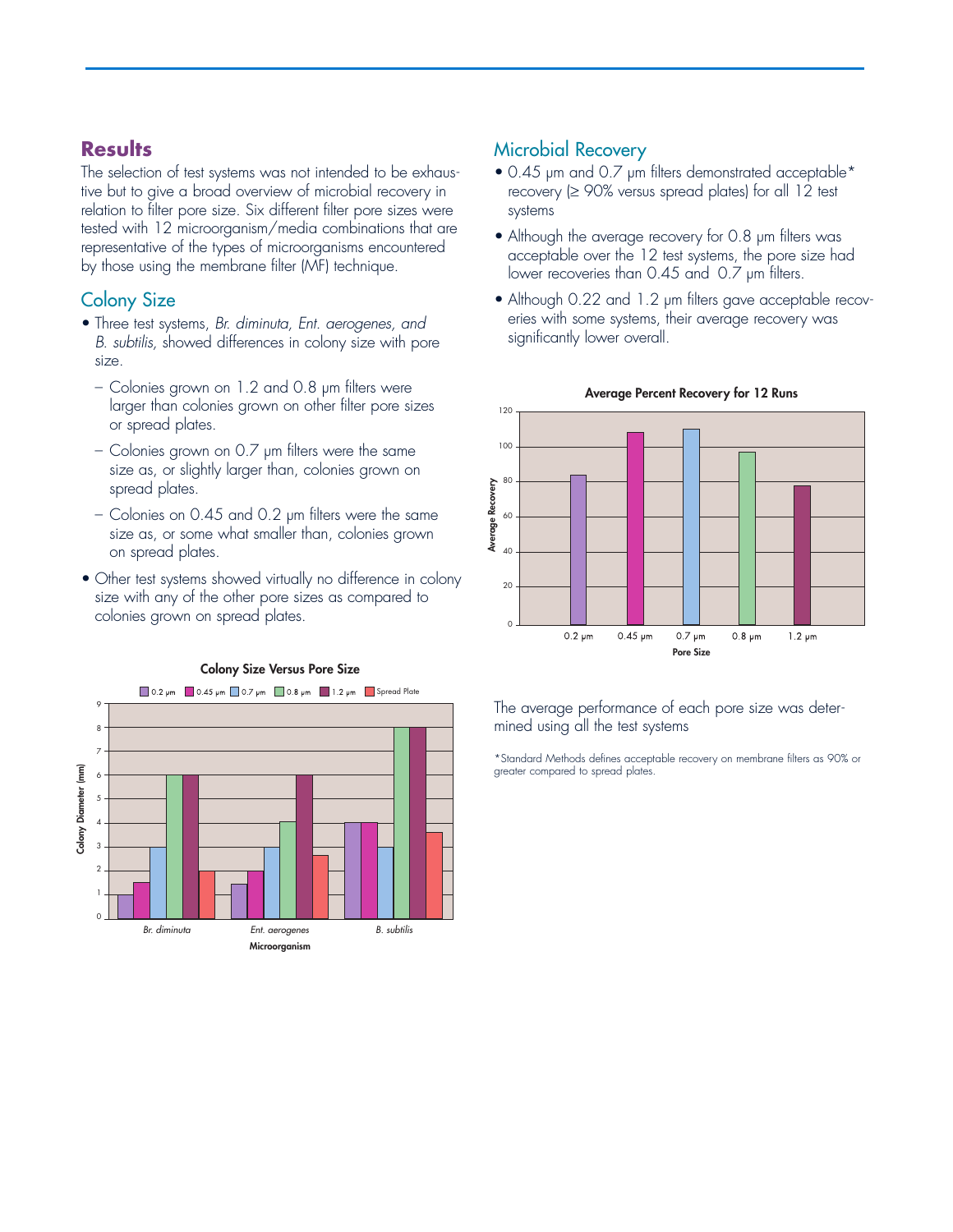## Results

The selection of test systems was not intended to be exhaustive but to give a broad overview of microbial recovery in relation to filter pore size. Six different filter pore sizes were tested with 12 microorganism/media combinations that are representative of the types of microorganisms encountered by those using the membrane filter (MF) technique.

### Colony Size

- Three test systems, *Br. diminuta, Ent. aerogenes, and B. subtilis,* showed differences in colony size with pore size.
  - Colonies grown on 1.2 and 0.8 µm filters were larger than colonies grown on other filter pore sizes or spread plates.
  - Colonies grown on 0.7 µm filters were the same size as, or slightly larger than, colonies grown on spread plates.
  - Colonies on 0.45 and 0.2 µm filters were the same size as, or some what smaller than, colonies grown on spread plates.
- Other test systems showed virtually no difference in colony size with any of the other pore sizes as compared to colonies grown on spread plates.

**Colony Size Versus Pore Size**

| Microorganism | 0.2 µm | 0.45 µm | 0.7 µm | 0.8 µm | 1.2 µm | Spread Plate |
|---|---|---|---|---|---|---|
| *Br. diminuta* | 1 | 1.5 | 3 | 6 | 6 | 2 |
| *Ent. aerogenes* | 1.4 | 2 | 3 | 4 | 6 | 2.6 |
| *B. subtilis* | 4 | 4 | 3 | 8 | 8 | 3.6 |

Colony Diameter (mm) by Microorganism

### Microbial Recovery

- 0.45 µm and 0.7 µm filters demonstrated acceptable* recovery (≥ 90% versus spread plates) for all 12 test systems
- Although the average recovery for 0.8 µm filters was acceptable over the 12 test systems, the pore size had lower recoveries than 0.45 and 0.7 µm filters.
- Although 0.22 and 1.2 µm filters gave acceptable recoveries with some systems, their average recovery was significantly lower overall.

**Average Percent Recovery for 12 Runs**

| Pore Size | Average Recovery |
|---|---|
| 0.2 µm | 84 |
| 0.45 µm | 108 |
| 0.7 µm | 110 |
| 0.8 µm | 97 |
| 1.2 µm | 78 |

The average performance of each pore size was determined using all the test systems

*Standard Methods defines acceptable recovery on membrane filters as 90% or greater compared to spread plates.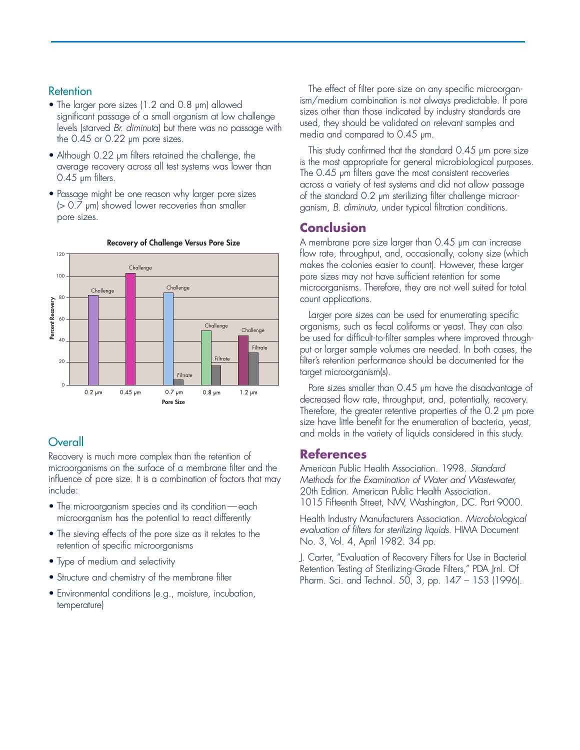## Retention

- The larger pore sizes (1.2 and 0.8 µm) allowed significant passage of a small organism at low challenge levels (starved *Br. diminuta*) but there was no passage with the 0.45 or 0.22 µm pore sizes.
- Although 0.22 µm filters retained the challenge, the average recovery across all test systems was lower than 0.45 µm filters.
- Passage might be one reason why larger pore sizes (> 0.7 µm) showed lower recoveries than smaller pore sizes.

**Recovery of Challenge Versus Pore Size**

## Overall

Recovery is much more complex than the retention of microorganisms on the surface of a membrane filter and the influence of pore size. It is a combination of factors that may include:

- The microorganism species and its condition—each microorganism has the potential to react differently
- The sieving effects of the pore size as it relates to the retention of specific microorganisms
- Type of medium and selectivity
- Structure and chemistry of the membrane filter
- Environmental conditions (e.g., moisture, incubation, temperature)

The effect of filter pore size on any specific microorganism/medium combination is not always predictable. If pore sizes other than those indicated by industry standards are used, they should be validated on relevant samples and media and compared to 0.45 µm.

This study confirmed that the standard 0.45 µm pore size is the most appropriate for general microbiological purposes. The 0.45 µm filters gave the most consistent recoveries across a variety of test systems and did not allow passage of the standard 0.2 µm sterilizing filter challenge microorganism, *B. diminuta*, under typical filtration conditions.

## Conclusion

A membrane pore size larger than 0.45 µm can increase flow rate, throughput, and, occasionally, colony size (which makes the colonies easier to count). However, these larger pore sizes may not have sufficient retention for some microorganisms. Therefore, they are not well suited for total count applications.

Larger pore sizes can be used for enumerating specific organisms, such as fecal coliforms or yeast. They can also be used for difficult-to-filter samples where improved throughput or larger sample volumes are needed. In both cases, the filter's retention performance should be documented for the target microorganism(s).

Pore sizes smaller than 0.45 µm have the disadvantage of decreased flow rate, throughput, and, potentially, recovery. Therefore, the greater retentive properties of the 0.2 µm pore size have little benefit for the enumeration of bacteria, yeast, and molds in the variety of liquids considered in this study.

## References

American Public Health Association. 1998. *Standard Methods for the Examination of Water and Wastewater,* 20th Edition. American Public Health Association. 1015 Fifteenth Street, NW, Washington, DC. Part 9000.

Health Industry Manufacturers Association. *Microbiological evaluation of filters for sterilizing liquids.* HIMA Document No. 3, Vol. 4, April 1982. 34 pp.

J. Carter, "Evaluation of Recovery Filters for Use in Bacterial Retention Testing of Sterilizing-Grade Filters," PDA Jrnl. Of Pharm. Sci. and Technol. 50, 3, pp. 147 – 153 (1996).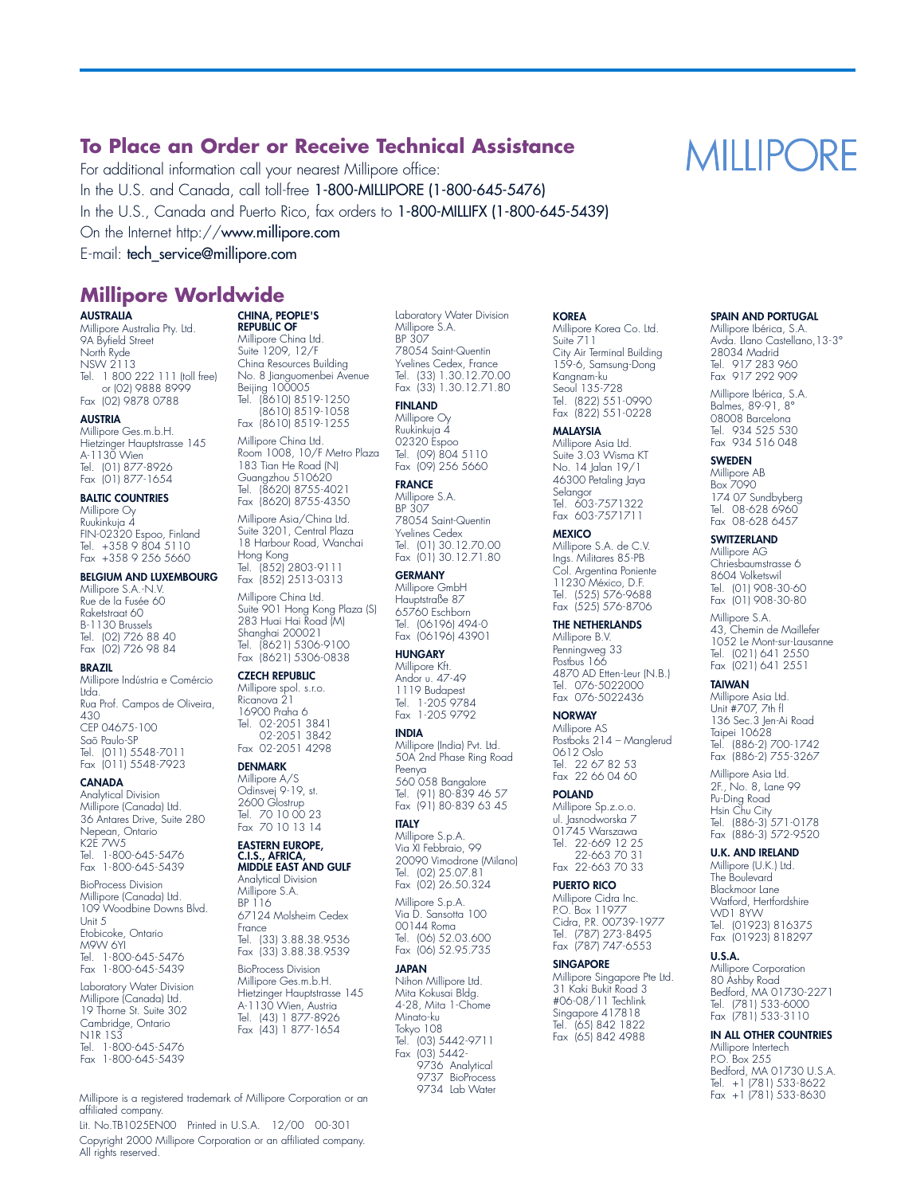## To Place an Order or Receive Technical Assistance

MILLIPORE

For additional information call your nearest Millipore office:
In the U.S. and Canada, call toll-free 1-800-MILLIPORE (1-800-645-5476)
In the U.S., Canada and Puerto Rico, fax orders to 1-800-MILLIFX (1-800-645-5439)
On the Internet http://www.millipore.com
E-mail: tech_service@millipore.com

## Millipore Worldwide

**AUSTRALIA**
Millipore Australia Pty. Ltd.
9A Byfield Street
North Ryde
NSW 2113
Tel. 1 800 222 111 (toll free)
or (02) 9888 8999
Fax (02) 9878 0788

**AUSTRIA**
Millipore Ges.m.b.H.
Hietzinger Hauptstrasse 145
A-1130 Wien
Tel. (01) 877-8926
Fax (01) 877-1654

**BALTIC COUNTRIES**
Millipore Oy
Ruukinkuja 4
FIN-02320 Espoo, Finland
Tel. +358 9 804 5110
Fax +358 9 256 5660

**BELGIUM AND LUXEMBOURG**
Millipore S.A.-N.V.
Rue de la Fusée 60
Raketstraat 60
B-1130 Brussels
Tel. (02) 726 88 40
Fax (02) 726 98 84

**BRAZIL**
Millipore Indústria e Comércio Ltda.
Rua Prof. Campos de Oliveira, 430
CEP 04675-100
Saõ Paulo-SP
Tel. (011) 5548-7011
Fax (011) 5548-7923

**CANADA**
Analytical Division
Millipore (Canada) Ltd.
36 Antares Drive, Suite 280
Nepean, Ontario
K2E 7W5
Tel. 1-800-645-5476
Fax 1-800-645-5439

BioProcess Division
Millipore (Canada) Ltd.
109 Woodbine Downs Blvd.
Unit 5
Etobicoke, Ontario
M9W 6Y1
Tel. 1-800-645-5476
Fax 1-800-645-5439

Laboratory Water Division
Millipore (Canada) Ltd.
19 Thorne St. Suite 302
Cambridge, Ontario
N1R 1S3
Tel. 1-800-645-5476
Fax 1-800-645-5439

**CHINA, PEOPLE'S REPUBLIC OF**
Millipore China Ltd.
Suite 1209, 12/F
China Resources Building
No. 8 Jianguomenbei Avenue
Beijing 100005
Tel. (8610) 8519-1250
(8610) 8519-1058
Fax (8610) 8519-1255

Millipore China Ltd.
Room 1008, 10/F Metro Plaza
183 Tian He Road (N)
Guangzhou 510620
Tel. (8620) 8755-4021
Fax (8620) 8755-4350

Millipore Asia/China Ltd.
Suite 3201, Central Plaza
18 Harbour Road, Wanchai
Hong Kong
Tel. (852) 2803-9111
Fax (852) 2513-0313

Millipore China Ltd.
Suite 901 Hong Kong Plaza (S)
283 Huai Hai Road (M)
Shanghai 200021
Tel. (8621) 5306-9100
Fax (8621) 5306-0838

**CZECH REPUBLIC**
Millipore spol. s.r.o.
Ricanova 21
16900 Praha 6
Tel. 02-2051 3841
02-2051 3842
Fax 02-2051 4298

**DENMARK**
Millipore A/S
Odinsvej 9-19, st.
2600 Glostrup
Tel. 70 10 00 23
Fax 70 10 13 14

**EASTERN EUROPE, C.I.S., AFRICA, MIDDLE EAST AND GULF**
Analytical Division
Millipore S.A.
BP 116
67124 Molsheim Cedex
France
Tel. (33) 3.88.38.9536
Fax (33) 3.88.38.9539

BioProcess Division
Millipore Ges.m.b.H.
Hietzinger Hauptstrasse 145
A-1130 Wien, Austria
Tel. (43) 1 877-8926
Fax (43) 1 877-1654

Laboratory Water Division
Millipore S.A.
BP 307
78054 Saint-Quentin
Yvelines Cedex, France
Tel. (33) 1.30.12.70.00
Fax (33) 1.30.12.71.80

**FINLAND**
Millipore Oy
Ruukinkuja 4
02320 Espoo
Tel. (09) 804 5110
Fax (09) 256 5660

**FRANCE**
Millipore S.A.
BP 307
78054 Saint-Quentin
Yvelines Cedex
Tel. (01) 30.12.70.00
Fax (01) 30.12.71.80

**GERMANY**
Millipore GmbH
Hauptstraße 87
65760 Eschborn
Tel. (06196) 494-0
Fax (06196) 43901

**HUNGARY**
Millipore Kft.
Andor u. 47-49
1119 Budapest
Tel. 1-205 9784
Fax 1-205 9792

**INDIA**
Millipore (India) Pvt. Ltd.
50A 2nd Phase Ring Road
Peenya
560 058 Bangalore
Tel. (91) 80-839 46 57
Fax (91) 80-839 63 45

**ITALY**
Millipore S.p.A.
Via Xl Febbraio, 99
20090 Vimodrone (Milano)
Tel. (02) 25.07.81
Fax (02) 26.50.324

Millipore S.p.A.
Via D. Sansotta 100
00144 Roma
Tel. (06) 52.03.600
Fax (06) 52.95.735

**JAPAN**
Nihon Millipore Ltd.
Mita Kokusai Bldg.
4-28, Mita 1-Chome
Minato-ku
Tokyo 108
Tel. (03) 5442-9711
Fax (03) 5442-
9736 Analytical
9737 BioProcess
9734 Lab Water

**KOREA**
Millipore Korea Co. Ltd.
Suite 711
City Air Terminal Building
159-6, Samsung-Dong
Kangnam-ku
Seoul 135-728
Tel. (822) 551-0990
Fax (822) 551-0228

**MALAYSIA**
Millipore Asia Ltd.
Suite 3.03 Wisma KT
No. 14 Jalan 19/1
46300 Petaling Jaya
Selangor
Tel. 603-7571322
Fax 603-7571711

**MEXICO**
Millipore S.A. de C.V.
Ings. Militares 85-PB
Col. Argentina Poniente
11230 México, D.F.
Tel. (525) 576-9688
Fax (525) 576-8706

**THE NETHERLANDS**
Millipore B.V.
Penningweg 33
Postbus 166
4870 AD Etten-Leur (N.B.)
Tel. 076-5022000
Fax 076-5022436

**NORWAY**
Millipore AS
Postboks 214 – Manglerud
0612 Oslo
Tel. 22 67 82 53
Fax 22 66 04 60

**POLAND**
Millipore Sp.z.o.o.
ul. Jasnodworska 7
01745 Warszawa
Tel. 22-669 12 25
22-663 70 31
Fax 22-663 70 33

**PUERTO RICO**
Millipore Cidra Inc.
P.O. Box 11977
Cidra, P.R. 00739-1977
Tel. (787) 273-8495
Fax (787) 747-6553

**SINGAPORE**
Millipore Singapore Pte Ltd.
31 Kaki Bukit Road 3
#06-08/11 Techlink
Singapore 417818
Tel. (65) 842 1822
Fax (65) 842 4988

**SPAIN AND PORTUGAL**
Millipore Ibérica, S.A.
Avda. Llano Castellano,13-3°
28034 Madrid
Tel. 917 283 960
Fax 917 292 909

Millipore Ibérica, S.A.
Balmes, 89-91, 8°
08008 Barcelona
Tel. 934 525 530
Fax 934 516 048

**SWEDEN**
Millipore AB
Box 7090
174 07 Sundbyberg
Tel. 08-628 6960
Fax 08-628 6457

**SWITZERLAND**
Millipore AG
Chriesbaumstrasse 6
8604 Volketswil
Tel. (01) 908-30-60
Fax (01) 908-30-80

Millipore S.A.
43, Chemin de Maillefer
1052 Le Mont-sur-Lausanne
Tel. (021) 641 2550
Fax (021) 641 2551

**TAIWAN**
Millipore Asia Ltd.
Unit #707, 7th fl
136 Sec.3 Jen-Ai Road
Taipei 10628
Tel. (886-2) 700-1742
Fax (886-2) 755-3267

Millipore Asia Ltd.
2F., No. 8, Lane 99
Pu-Ding Road
Hsin Chu City
Tel. (886-3) 571-0178
Fax (886-3) 572-9520

**U.K. AND IRELAND**
Millipore (U.K.) Ltd.
The Boulevard
Blackmoor Lane
Watford, Hertfordshire
WD1 8YW
Tel. (01923) 816375
Fax (01923) 818297

**U.S.A.**
Millipore Corporation
80 Ashby Road
Bedford, MA 01730-2271
Tel. (781) 533-6000
Fax (781) 533-3110

**IN ALL OTHER COUNTRIES**
Millipore Intertech
P.O. Box 255
Bedford, MA 01730 U.S.A.
Tel. +1 (781) 533-8622
Fax +1 (781) 533-8630

Millipore is a registered trademark of Millipore Corporation or an affiliated company.

Lit. No.TB1025EN00 Printed in U.S.A. 12/00 00-301

Copyright 2000 Millipore Corporation or an affiliated company. All rights reserved.